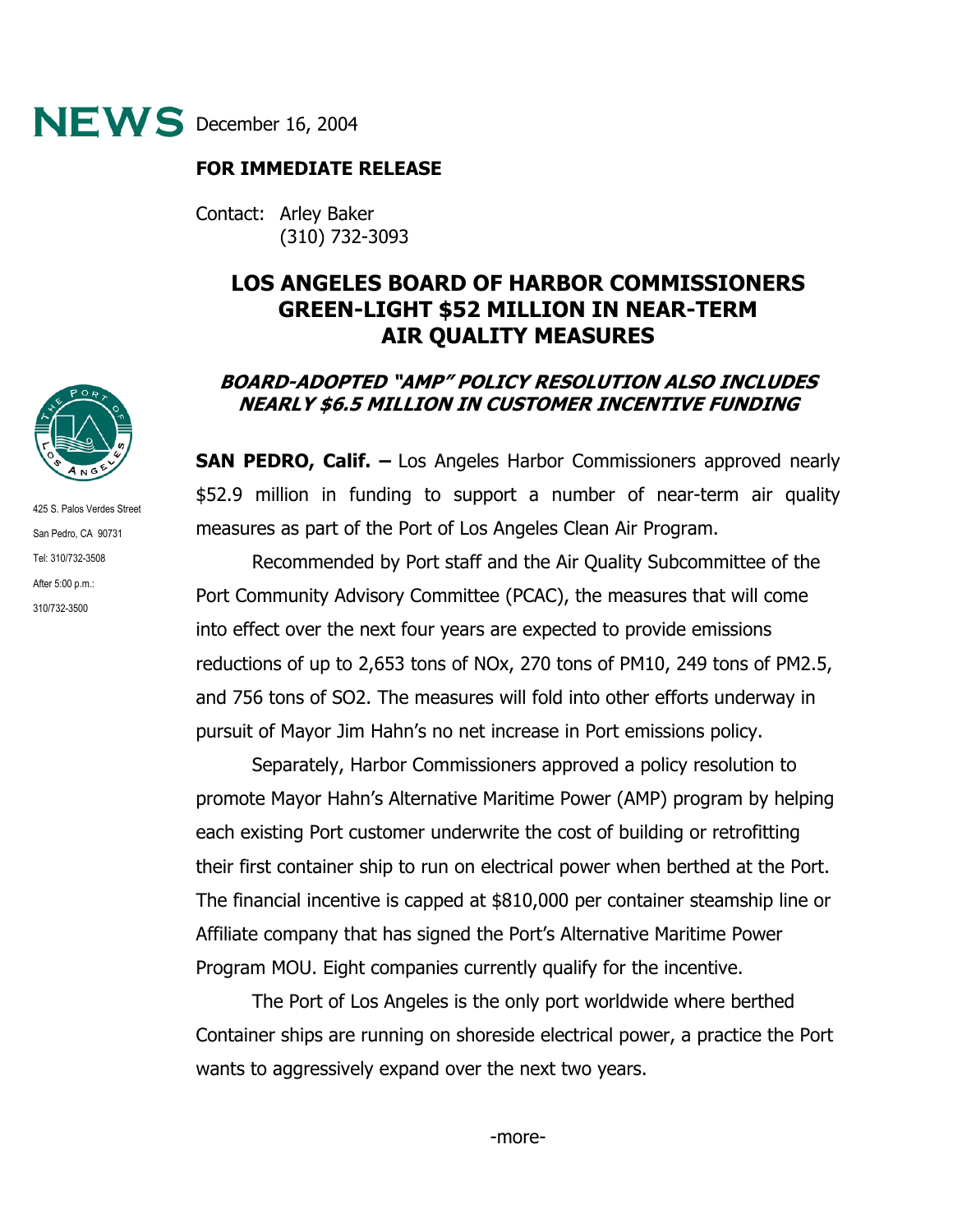# NEWS December 16, 2004

**FOR IMMEDIATE RELEASE**

Contact: Arley Baker
(310) 732-3093

425 S. Palos Verdes Street
San Pedro, CA 90731
Tel: 310/732-3508
After 5:00 p.m.:
310/732-3500

## LOS ANGELES BOARD OF HARBOR COMMISSIONERS GREEN-LIGHT $52 MILLION IN NEAR-TERM AIR QUALITY MEASURES

### *BOARD-ADOPTED "AMP" POLICY RESOLUTION ALSO INCLUDES NEARLY $6.5 MILLION IN CUSTOMER INCENTIVE FUNDING*

**SAN PEDRO, Calif. –** Los Angeles Harbor Commissioners approved nearly $52.9 million in funding to support a number of near-term air quality measures as part of the Port of Los Angeles Clean Air Program.

Recommended by Port staff and the Air Quality Subcommittee of the Port Community Advisory Committee (PCAC), the measures that will come into effect over the next four years are expected to provide emissions reductions of up to 2,653 tons of $NO_x$, 270 tons of $PM_{10}$, 249 tons of $PM_{2.5}$, and 756 tons of $SO_2$. The measures will fold into other efforts underway in pursuit of Mayor Jim Hahn's no net increase in Port emissions policy.

Separately, Harbor Commissioners approved a policy resolution to promote Mayor Hahn's Alternative Maritime Power (AMP) program by helping each existing Port customer underwrite the cost of building or retrofitting their first container ship to run on electrical power when berthed at the Port. The financial incentive is capped at $810,000 per container steamship line or Affiliate company that has signed the Port's Alternative Maritime Power Program MOU. Eight companies currently qualify for the incentive.

The Port of Los Angeles is the only port worldwide where berthed Container ships are running on shoreside electrical power, a practice the Port wants to aggressively expand over the next two years.

-more-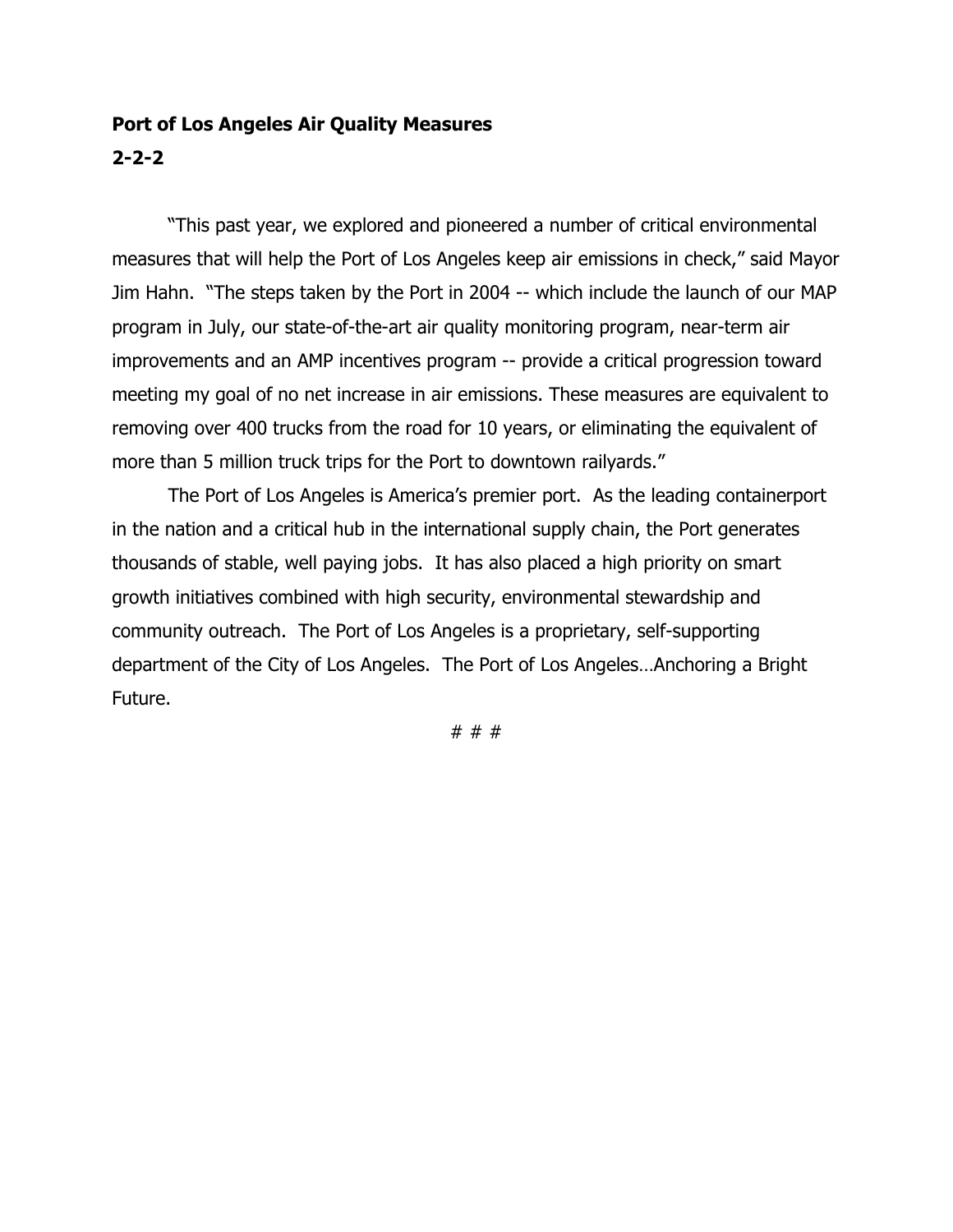**Port of Los Angeles Air Quality Measures**

**2-2-2**

"This past year, we explored and pioneered a number of critical environmental measures that will help the Port of Los Angeles keep air emissions in check," said Mayor Jim Hahn. "The steps taken by the Port in 2004 -- which include the launch of our MAP program in July, our state-of-the-art air quality monitoring program, near-term air improvements and an AMP incentives program -- provide a critical progression toward meeting my goal of no net increase in air emissions. These measures are equivalent to removing over 400 trucks from the road for 10 years, or eliminating the equivalent of more than 5 million truck trips for the Port to downtown railyards."

The Port of Los Angeles is America's premier port. As the leading containerport in the nation and a critical hub in the international supply chain, the Port generates thousands of stable, well paying jobs. It has also placed a high priority on smart growth initiatives combined with high security, environmental stewardship and community outreach. The Port of Los Angeles is a proprietary, self-supporting department of the City of Los Angeles. The Port of Los Angeles…Anchoring a Bright Future.

# # #